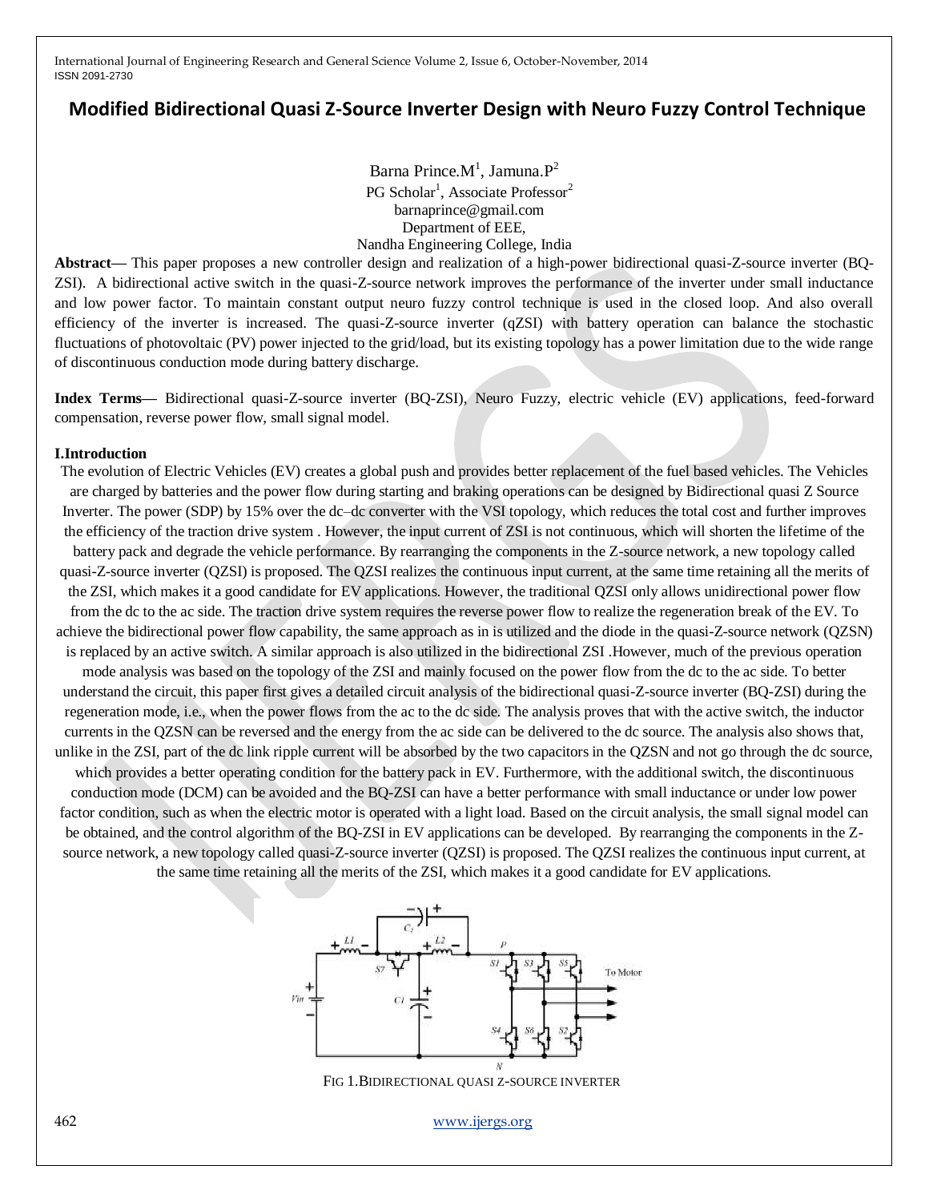# Modified Bidirectional Quasi Z-Source Inverter Design with Neuro Fuzzy Control Technique

Barna Prince.M[1], Jamuna.P[2]

PG Scholar[1], Associate Professor[2]

barnaprince@gmail.com

Department of EEE,

Nandha Engineering College, India

**Abstract—** This paper proposes a new controller design and realization of a high-power bidirectional quasi-Z-source inverter (BQ-ZSI). A bidirectional active switch in the quasi-Z-source network improves the performance of the inverter under small inductance and low power factor. To maintain constant output neuro fuzzy control technique is used in the closed loop. And also overall efficiency of the inverter is increased. The quasi-Z-source inverter (qZSI) with battery operation can balance the stochastic fluctuations of photovoltaic (PV) power injected to the grid/load, but its existing topology has a power limitation due to the wide range of discontinuous conduction mode during battery discharge.

**Index Terms—** Bidirectional quasi-Z-source inverter (BQ-ZSI), Neuro Fuzzy, electric vehicle (EV) applications, feed-forward compensation, reverse power flow, small signal model.

## I.Introduction

The evolution of Electric Vehicles (EV) creates a global push and provides better replacement of the fuel based vehicles. The Vehicles are charged by batteries and the power flow during starting and braking operations can be designed by Bidirectional quasi Z Source Inverter. The power (SDP) by 15% over the dc–dc converter with the VSI topology, which reduces the total cost and further improves the efficiency of the traction drive system . However, the input current of ZSI is not continuous, which will shorten the lifetime of the battery pack and degrade the vehicle performance. By rearranging the components in the Z-source network, a new topology called quasi-Z-source inverter (QZSI) is proposed. The QZSI realizes the continuous input current, at the same time retaining all the merits of the ZSI, which makes it a good candidate for EV applications. However, the traditional QZSI only allows unidirectional power flow from the dc to the ac side. The traction drive system requires the reverse power flow to realize the regeneration break of the EV. To achieve the bidirectional power flow capability, the same approach as in is utilized and the diode in the quasi-Z-source network (QZSN) is replaced by an active switch. A similar approach is also utilized in the bidirectional ZSI .However, much of the previous operation mode analysis was based on the topology of the ZSI and mainly focused on the power flow from the dc to the ac side. To better understand the circuit, this paper first gives a detailed circuit analysis of the bidirectional quasi-Z-source inverter (BQ-ZSI) during the regeneration mode, i.e., when the power flows from the ac to the dc side. The analysis proves that with the active switch, the inductor currents in the QZSN can be reversed and the energy from the ac side can be delivered to the dc source. The analysis also shows that, unlike in the ZSI, part of the dc link ripple current will be absorbed by the two capacitors in the QZSN and not go through the dc source, which provides a better operating condition for the battery pack in EV. Furthermore, with the additional switch, the discontinuous conduction mode (DCM) can be avoided and the BQ-ZSI can have a better performance with small inductance or under low power factor condition, such as when the electric motor is operated with a light load. Based on the circuit analysis, the small signal model can be obtained, and the control algorithm of the BQ-ZSI in EV applications can be developed. By rearranging the components in the Z-source network, a new topology called quasi-Z-source inverter (QZSI) is proposed. The QZSI realizes the continuous input current, at the same time retaining all the merits of the ZSI, which makes it a good candidate for EV applications.

FIG 1.BIDIRECTIONAL QUASI Z-SOURCE INVERTER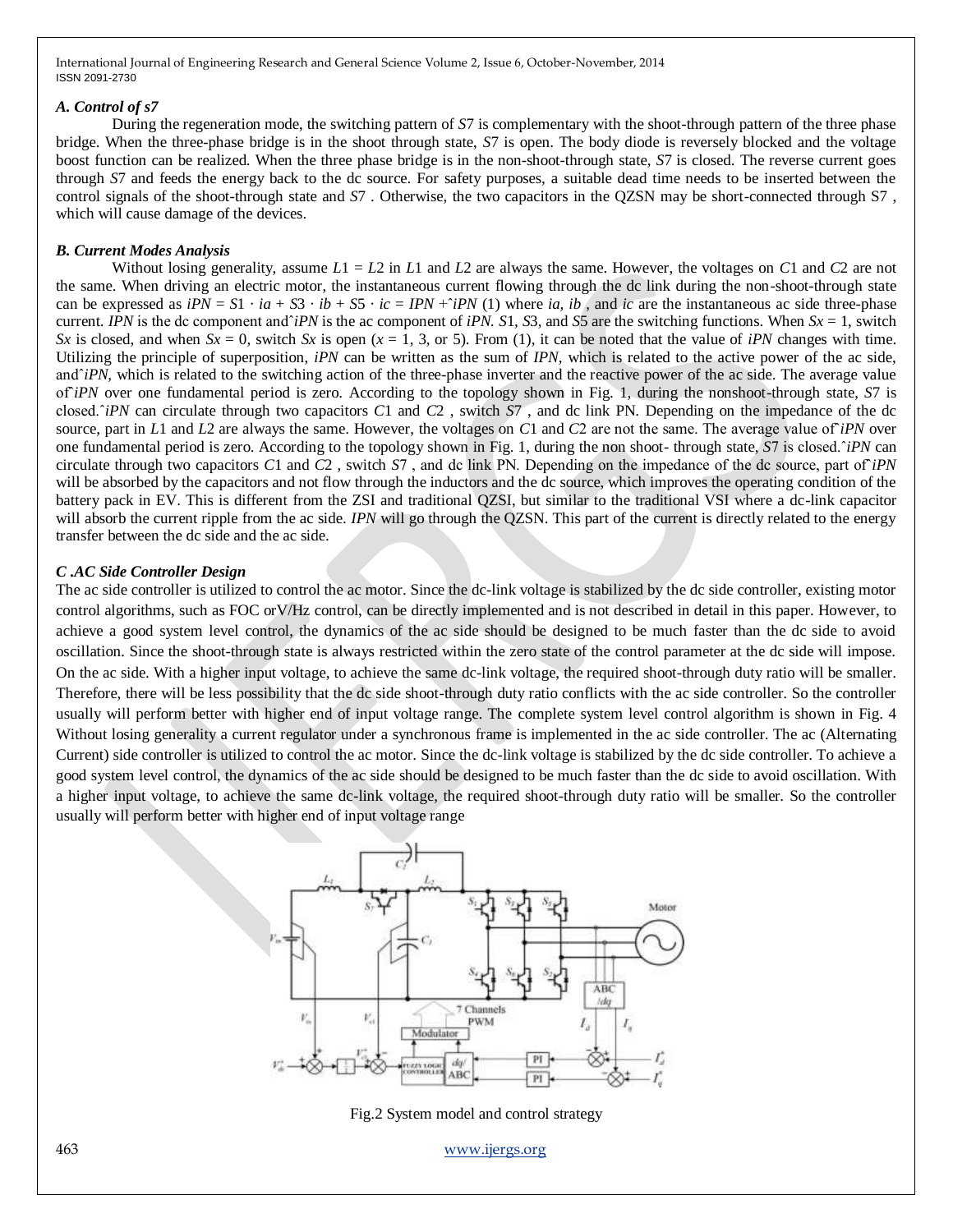### *A. Control of s7*

During the regeneration mode, the switching pattern of $S7$ is complementary with the shoot-through pattern of the three phase bridge. When the three-phase bridge is in the shoot through state, $S7$ is open. The body diode is reversely blocked and the voltage boost function can be realized. When the three phase bridge is in the non-shoot-through state, $S7$ is closed. The reverse current goes through $S7$ and feeds the energy back to the dc source. For safety purposes, a suitable dead time needs to be inserted between the control signals of the shoot-through state and $S7$ . Otherwise, the two capacitors in the QZSN may be short-connected through S7 , which will cause damage of the devices.

### *B. Current Modes Analysis*

Without losing generality, assume $L1 = L2$ in $L1$ and $L2$ are always the same. However, the voltages on $C1$ and $C2$ are not the same. When driving an electric motor, the instantaneous current flowing through the dc link during the non-shoot-through state can be expressed as $iPN = S1 \cdot ia + S3 \cdot ib + S5 \cdot ic = IPN + \hat{i}PN$ (1) where $ia$, $ib$ , and $ic$ are the instantaneous ac side three-phase current. $IPN$ is the dc component and $\hat{i}PN$ is the ac component of $iPN$. $S1$, $S3$, and $S5$ are the switching functions. When $Sx = 1$, switch $Sx$ is closed, and when $Sx = 0$, switch $Sx$ is open ($x = 1$, 3, or 5). From (1), it can be noted that the value of $iPN$ changes with time. Utilizing the principle of superposition, $iPN$ can be written as the sum of $IPN$, which is related to the active power of the ac side, and $\hat{i}PN$, which is related to the switching action of the three-phase inverter and the reactive power of the ac side. The average value of $\hat{i}PN$ over one fundamental period is zero. According to the topology shown in Fig. 1, during the nonshoot-through state, $S7$ is closed. $\hat{i}PN$ can circulate through two capacitors $C1$ and $C2$ , switch $S7$ , and dc link PN. Depending on the impedance of the dc source, part in $L1$ and $L2$ are always the same. However, the voltages on $C1$ and $C2$ are not the same. The average value of $\hat{i}PN$ over one fundamental period is zero. According to the topology shown in Fig. 1, during the non shoot- through state, $S7$ is closed. $\hat{i}PN$ can circulate through two capacitors $C1$ and $C2$ , switch $S7$ , and dc link PN. Depending on the impedance of the dc source, part of $\hat{i}PN$ will be absorbed by the capacitors and not flow through the inductors and the dc source, which improves the operating condition of the battery pack in EV. This is different from the ZSI and traditional QZSI, but similar to the traditional VSI where a dc-link capacitor will absorb the current ripple from the ac side. $IPN$ will go through the QZSN. This part of the current is directly related to the energy transfer between the dc side and the ac side.

### *C .AC Side Controller Design*

The ac side controller is utilized to control the ac motor. Since the dc-link voltage is stabilized by the dc side controller, existing motor control algorithms, such as FOC orV/Hz control, can be directly implemented and is not described in detail in this paper. However, to achieve a good system level control, the dynamics of the ac side should be designed to be much faster than the dc side to avoid oscillation. Since the shoot-through state is always restricted within the zero state of the control parameter at the dc side will impose. On the ac side. With a higher input voltage, to achieve the same dc-link voltage, the required shoot-through duty ratio will be smaller. Therefore, there will be less possibility that the dc side shoot-through duty ratio conflicts with the ac side controller. So the controller usually will perform better with higher end of input voltage range. The complete system level control algorithm is shown in Fig. 4 Without losing generality a current regulator under a synchronous frame is implemented in the ac side controller. The ac (Alternating Current) side controller is utilized to control the ac motor. Since the dc-link voltage is stabilized by the dc side controller. To achieve a good system level control, the dynamics of the ac side should be designed to be much faster than the dc side to avoid oscillation. With a higher input voltage, to achieve the same dc-link voltage, the required shoot-through duty ratio will be smaller. So the controller usually will perform better with higher end of input voltage range

Fig.2 System model and control strategy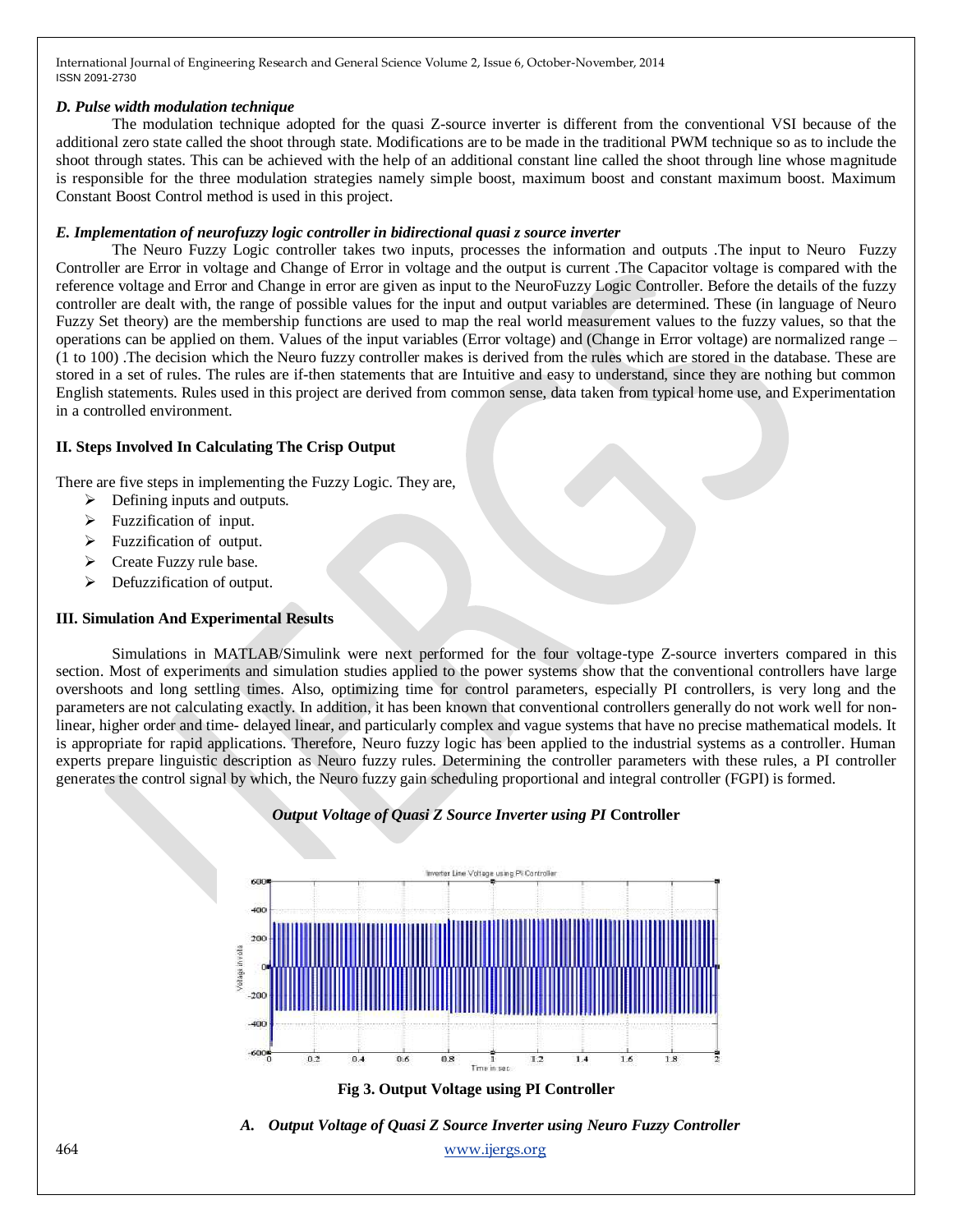### *D. Pulse width modulation technique*

The modulation technique adopted for the quasi Z-source inverter is different from the conventional VSI because of the additional zero state called the shoot through state. Modifications are to be made in the traditional PWM technique so as to include the shoot through states. This can be achieved with the help of an additional constant line called the shoot through line whose magnitude is responsible for the three modulation strategies namely simple boost, maximum boost and constant maximum boost. Maximum Constant Boost Control method is used in this project.

### *E. Implementation of neurofuzzy logic controller in bidirectional quasi z source inverter*

The Neuro Fuzzy Logic controller takes two inputs, processes the information and outputs .The input to Neuro Fuzzy Controller are Error in voltage and Change of Error in voltage and the output is current .The Capacitor voltage is compared with the reference voltage and Error and Change in error are given as input to the NeuroFuzzy Logic Controller. Before the details of the fuzzy controller are dealt with, the range of possible values for the input and output variables are determined. These (in language of Neuro Fuzzy Set theory) are the membership functions are used to map the real world measurement values to the fuzzy values, so that the operations can be applied on them. Values of the input variables (Error voltage) and (Change in Error voltage) are normalized range –(1 to 100) .The decision which the Neuro fuzzy controller makes is derived from the rules which are stored in the database. These are stored in a set of rules. The rules are if-then statements that are Intuitive and easy to understand, since they are nothing but common English statements. Rules used in this project are derived from common sense, data taken from typical home use, and Experimentation in a controlled environment.

## II. Steps Involved In Calculating The Crisp Output

There are five steps in implementing the Fuzzy Logic. They are,

- Defining inputs and outputs.
- Fuzzification of input.
- Fuzzification of output.
- Create Fuzzy rule base.
- Defuzzification of output.

## III. Simulation And Experimental Results

Simulations in MATLAB/Simulink were next performed for the four voltage-type Z-source inverters compared in this section. Most of experiments and simulation studies applied to the power systems show that the conventional controllers have large overshoots and long settling times. Also, optimizing time for control parameters, especially PI controllers, is very long and the parameters are not calculating exactly. In addition, it has been known that conventional controllers generally do not work well for non-linear, higher order and time- delayed linear, and particularly complex and vague systems that have no precise mathematical models. It is appropriate for rapid applications. Therefore, Neuro fuzzy logic has been applied to the industrial systems as a controller. Human experts prepare linguistic description as Neuro fuzzy rules. Determining the controller parameters with these rules, a PI controller generates the control signal by which, the Neuro fuzzy gain scheduling proportional and integral controller (FGPI) is formed.

***Output Voltage of Quasi Z Source Inverter using PI* Controller**

**Fig 3. Output Voltage using PI Controller**

### *A. Output Voltage of Quasi Z Source Inverter using Neuro Fuzzy Controller*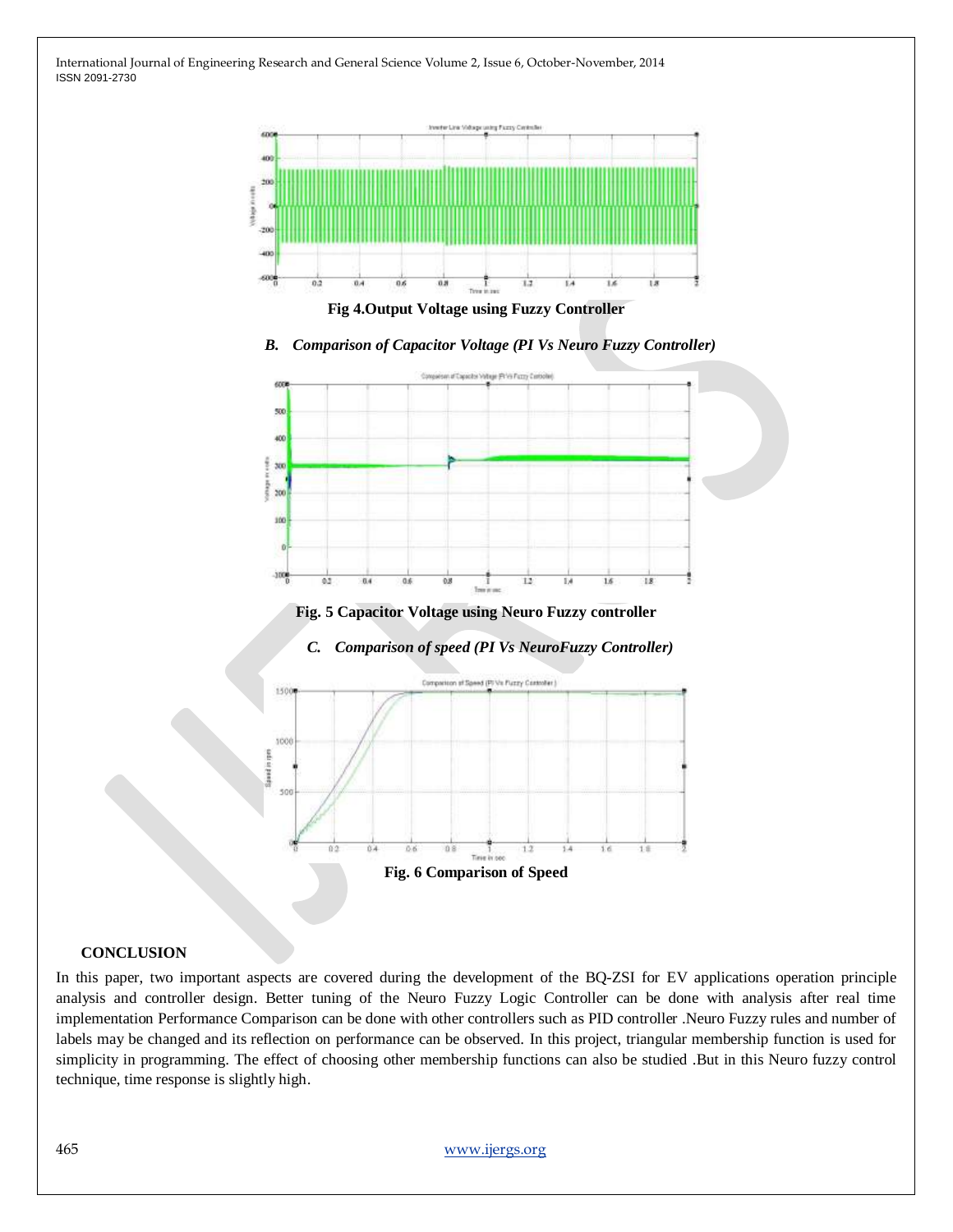Fig 4.Output Voltage using Fuzzy Controller

### *B. Comparison of Capacitor Voltage (PI Vs Neuro Fuzzy Controller)*

Fig. 5 Capacitor Voltage using Neuro Fuzzy controller

### *C. Comparison of speed (PI Vs NeuroFuzzy Controller)*

Fig. 6 Comparison of Speed

## CONCLUSION

In this paper, two important aspects are covered during the development of the BQ-ZSI for EV applications operation principle analysis and controller design. Better tuning of the Neuro Fuzzy Logic Controller can be done with analysis after real time implementation Performance Comparison can be done with other controllers such as PID controller .Neuro Fuzzy rules and number of labels may be changed and its reflection on performance can be observed. In this project, triangular membership function is used for simplicity in programming. The effect of choosing other membership functions can also be studied .But in this Neuro fuzzy control technique, time response is slightly high.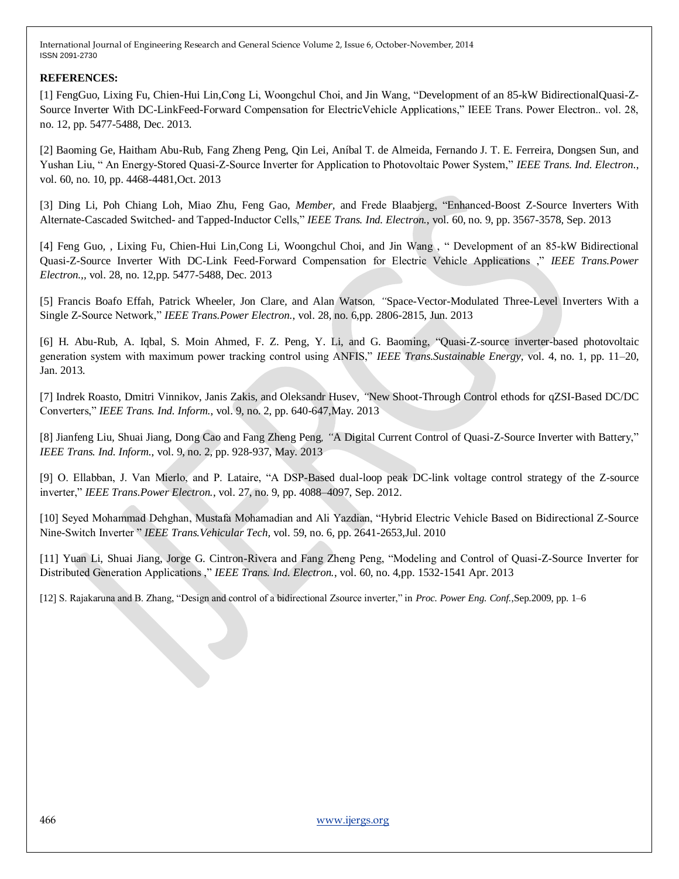**REFERENCES:**

[1] FengGuo, Lixing Fu, Chien-Hui Lin,Cong Li, Woongchul Choi, and Jin Wang, "Development of an 85-kW BidirectionalQuasi-Z-Source Inverter With DC-LinkFeed-Forward Compensation for ElectricVehicle Applications," IEEE Trans. Power Electron.. vol. 28, no. 12, pp. 5477-5488, Dec. 2013.

[2] Baoming Ge, Haitham Abu-Rub, Fang Zheng Peng, Qin Lei, Aníbal T. de Almeida, Fernando J. T. E. Ferreira, Dongsen Sun, and Yushan Liu, " An Energy-Stored Quasi-Z-Source Inverter for Application to Photovoltaic Power System," *IEEE Trans. Ind. Electron.*, vol. 60, no. 10, pp. 4468-4481,Oct. 2013

[3] Ding Li, Poh Chiang Loh, Miao Zhu, Feng Gao, *Member*, and Frede Blaabjerg, "Enhanced-Boost Z-Source Inverters With Alternate-Cascaded Switched- and Tapped-Inductor Cells," *IEEE Trans. Ind. Electron.*, vol. 60, no. 9, pp. 3567-3578, Sep. 2013

[4] Feng Guo, , Lixing Fu, Chien-Hui Lin,Cong Li, Woongchul Choi, and Jin Wang , " Development of an 85-kW Bidirectional Quasi-Z-Source Inverter With DC-Link Feed-Forward Compensation for Electric Vehicle Applications ," *IEEE Trans.Power Electron.,*, vol. 28, no. 12,pp. 5477-5488, Dec. 2013

[5] Francis Boafo Effah, Patrick Wheeler, Jon Clare, and Alan Watson, "Space-Vector-Modulated Three-Level Inverters With a Single Z-Source Network," *IEEE Trans.Power Electron.*, vol. 28, no. 6,pp. 2806-2815, Jun. 2013

[6] H. Abu-Rub, A. Iqbal, S. Moin Ahmed, F. Z. Peng, Y. Li, and G. Baoming, "Quasi-Z-source inverter-based photovoltaic generation system with maximum power tracking control using ANFIS," *IEEE Trans.Sustainable Energy*, vol. 4, no. 1, pp. 11–20, Jan. 2013.

[7] Indrek Roasto, Dmitri Vinnikov, Janis Zakis, and Oleksandr Husev, "New Shoot-Through Control ethods for qZSI-Based DC/DC Converters," *IEEE Trans. Ind. Inform.*, vol. 9, no. 2, pp. 640-647,May. 2013

[8] Jianfeng Liu, Shuai Jiang, Dong Cao and Fang Zheng Peng, "A Digital Current Control of Quasi-Z-Source Inverter with Battery," *IEEE Trans. Ind. Inform.*, vol. 9, no. 2, pp. 928-937, May. 2013

[9] O. Ellabban, J. Van Mierlo, and P. Lataire, "A DSP-Based dual-loop peak DC-link voltage control strategy of the Z-source inverter," *IEEE Trans.Power Electron.*, vol. 27, no. 9, pp. 4088–4097, Sep. 2012.

[10] Seyed Mohammad Dehghan, Mustafa Mohamadian and Ali Yazdian, "Hybrid Electric Vehicle Based on Bidirectional Z-Source Nine-Switch Inverter " *IEEE Trans.Vehicular Tech*, vol. 59, no. 6, pp. 2641-2653,Jul. 2010

[11] Yuan Li, Shuai Jiang, Jorge G. Cintron-Rivera and Fang Zheng Peng, "Modeling and Control of Quasi-Z-Source Inverter for Distributed Generation Applications ," *IEEE Trans. Ind. Electron.*, vol. 60, no. 4,pp. 1532-1541 Apr. 2013

[12] S. Rajakaruna and B. Zhang, "Design and control of a bidirectional Zsource inverter," in *Proc. Power Eng. Conf.*,Sep.2009, pp. 1–6